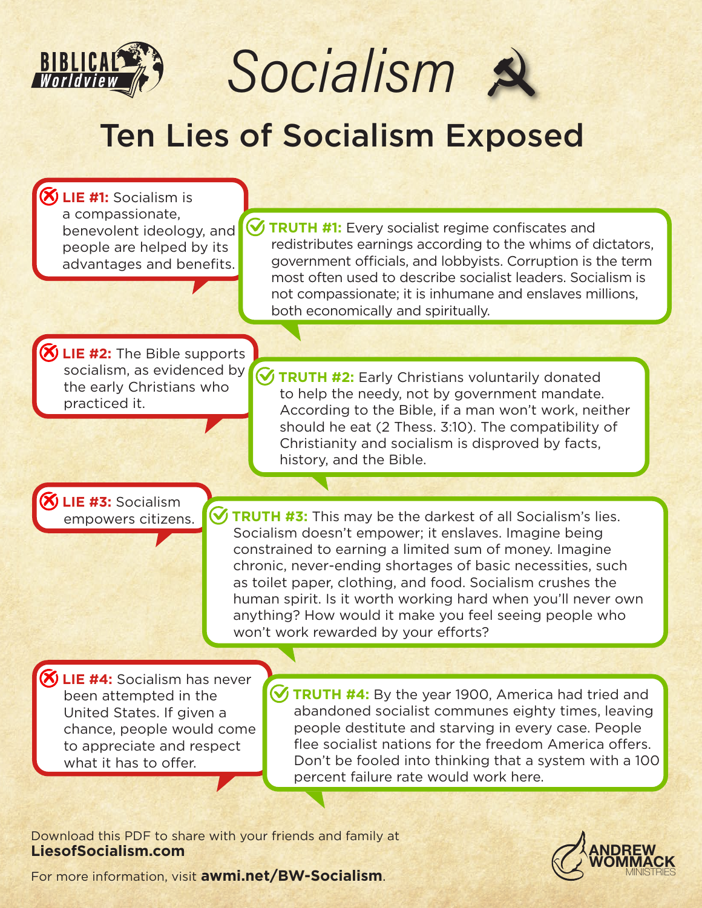BIBLICAL Worldview

# Socialism

## Ten Lies of Socialism Exposed

**LIE #1:** Socialism is a compassionate, benevolent ideology, and people are helped by its advantages and benefits.

**TRUTH #1:** Every socialist regime confiscates and redistributes earnings according to the whims of dictators, government officials, and lobbyists. Corruption is the term most often used to describe socialist leaders. Socialism is not compassionate; it is inhumane and enslaves millions, both economically and spiritually.

**LIE #2:** The Bible supports socialism, as evidenced by the early Christians who practiced it.

**TRUTH #2:** Early Christians voluntarily donated to help the needy, not by government mandate. According to the Bible, if a man won't work, neither should he eat (2 Thess. 3:10). The compatibility of Christianity and socialism is disproved by facts, history, and the Bible.

**LIE #3:** Socialism empowers citizens.

**TRUTH #3:** This may be the darkest of all Socialism's lies. Socialism doesn't empower; it enslaves. Imagine being constrained to earning a limited sum of money. Imagine chronic, never-ending shortages of basic necessities, such as toilet paper, clothing, and food. Socialism crushes the human spirit. Is it worth working hard when you'll never own anything? How would it make you feel seeing people who won't work rewarded by your efforts?

**LIE #4:** Socialism has never been attempted in the United States. If given a chance, people would come to appreciate and respect what it has to offer.

**TRUTH #4:** By the year 1900, America had tried and abandoned socialist communes eighty times, leaving people destitute and starving in every case. People flee socialist nations for the freedom America offers. Don't be fooled into thinking that a system with a 100 percent failure rate would work here.

Download this PDF to share with your friends and family at **LiesofSocialism.com**

For more information, visit **awmi.net/BW-Socialism**.

ANDREW WOMMACK MINISTRIES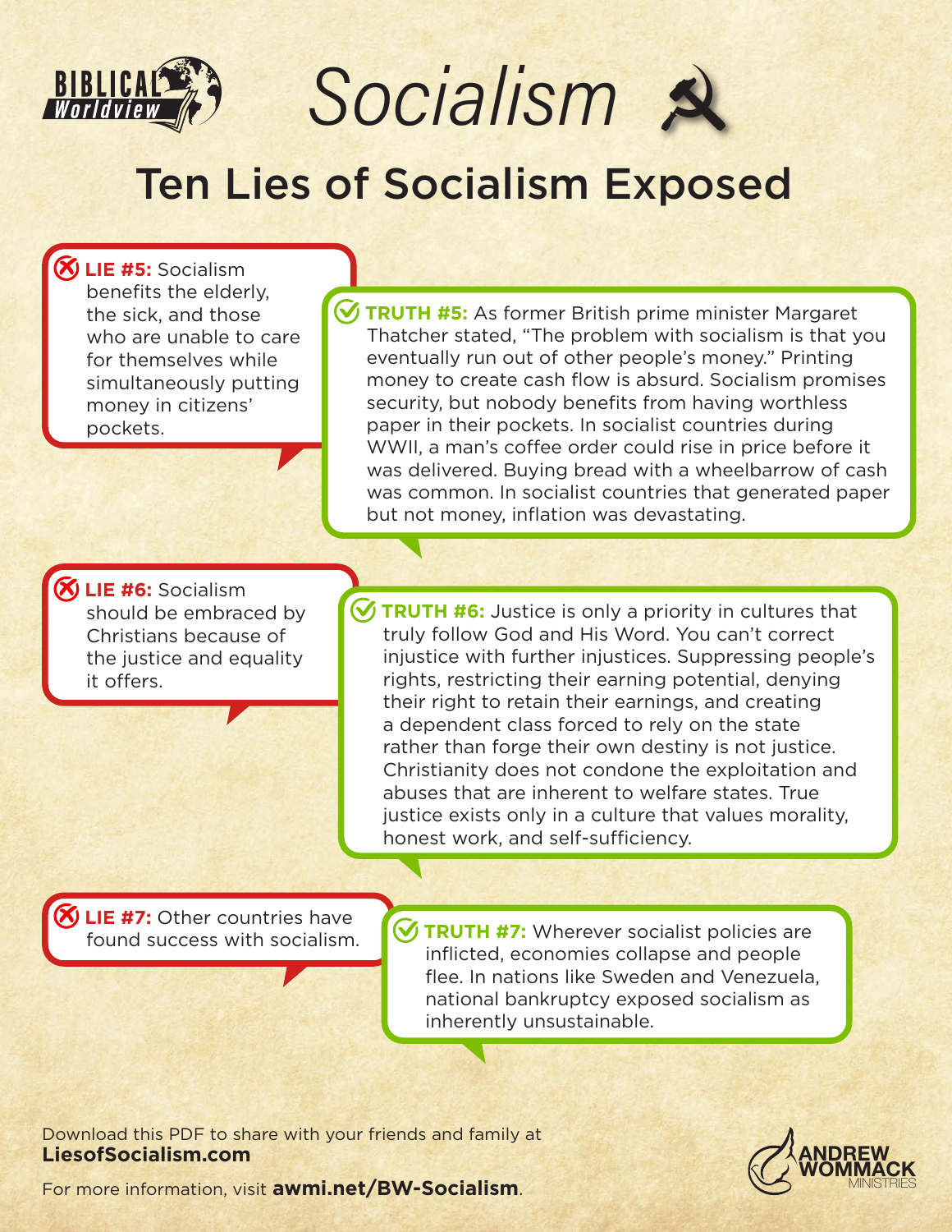BIBLICAL Worldview

# Socialism

## Ten Lies of Socialism Exposed

**LIE #5:** Socialism benefits the elderly, the sick, and those who are unable to care for themselves while simultaneously putting money in citizens' pockets.

**TRUTH #5:** As former British prime minister Margaret Thatcher stated, "The problem with socialism is that you eventually run out of other people's money." Printing money to create cash flow is absurd. Socialism promises security, but nobody benefits from having worthless paper in their pockets. In socialist countries during WWII, a man's coffee order could rise in price before it was delivered. Buying bread with a wheelbarrow of cash was common. In socialist countries that generated paper but not money, inflation was devastating.

**LIE #6:** Socialism should be embraced by Christians because of the justice and equality it offers.

**TRUTH #6:** Justice is only a priority in cultures that truly follow God and His Word. You can't correct injustice with further injustices. Suppressing people's rights, restricting their earning potential, denying their right to retain their earnings, and creating a dependent class forced to rely on the state rather than forge their own destiny is not justice. Christianity does not condone the exploitation and abuses that are inherent to welfare states. True justice exists only in a culture that values morality, honest work, and self-sufficiency.

**LIE #7:** Other countries have found success with socialism.

**TRUTH #7:** Wherever socialist policies are inflicted, economies collapse and people flee. In nations like Sweden and Venezuela, national bankruptcy exposed socialism as inherently unsustainable.

Download this PDF to share with your friends and family at **LiesofSocialism.com**

For more information, visit **awmi.net/BW-Socialism**.

ANDREW WOMMACK MINISTRIES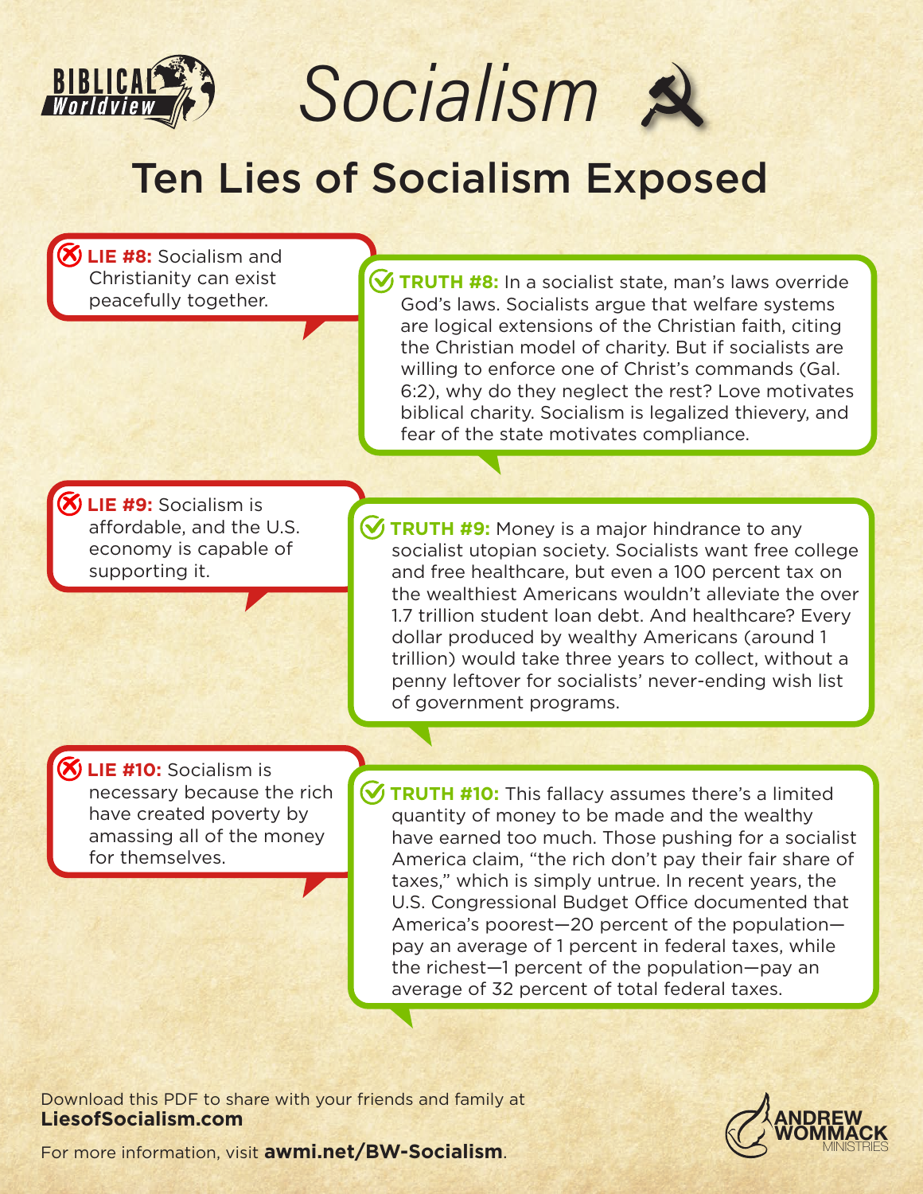# Socialism

## Ten Lies of Socialism Exposed

**LIE #8:** Socialism and Christianity can exist peacefully together.

**TRUTH #8:** In a socialist state, man's laws override God's laws. Socialists argue that welfare systems are logical extensions of the Christian faith, citing the Christian model of charity. But if socialists are willing to enforce one of Christ's commands (Gal. 6:2), why do they neglect the rest? Love motivates biblical charity. Socialism is legalized thievery, and fear of the state motivates compliance.

**LIE #9:** Socialism is affordable, and the U.S. economy is capable of supporting it.

**TRUTH #9:** Money is a major hindrance to any socialist utopian society. Socialists want free college and free healthcare, but even a 100 percent tax on the wealthiest Americans wouldn't alleviate the over 1.7 trillion student loan debt. And healthcare? Every dollar produced by wealthy Americans (around 1 trillion) would take three years to collect, without a penny leftover for socialists' never-ending wish list of government programs.

**LIE #10:** Socialism is necessary because the rich have created poverty by amassing all of the money for themselves.

**TRUTH #10:** This fallacy assumes there's a limited quantity of money to be made and the wealthy have earned too much. Those pushing for a socialist America claim, "the rich don't pay their fair share of taxes," which is simply untrue. In recent years, the U.S. Congressional Budget Office documented that America's poorest—20 percent of the population—pay an average of 1 percent in federal taxes, while the richest—1 percent of the population—pay an average of 32 percent of total federal taxes.

Download this PDF to share with your friends and family at **LiesofSocialism.com**

For more information, visit **awmi.net/BW-Socialism**.